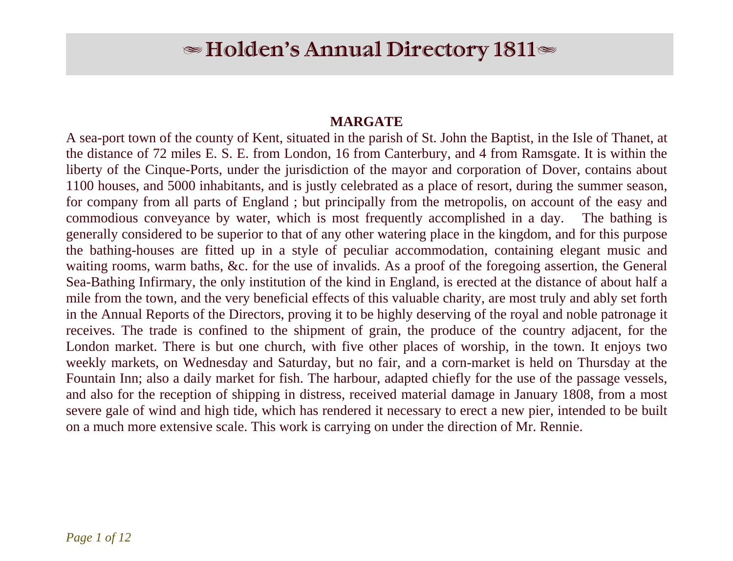# ≈ Holden's Annual Directory 1811 ≈

## MARGATE

A sea-port town of the county of Kent, situated in the parish of St. John the Baptist, in the Isle of Thanet, at the distance of 72 miles E. S. E. from London, 16 from Canterbury, and 4 from Ramsgate. It is within the liberty of the Cinque-Ports, under the jurisdiction of the mayor and corporation of Dover, contains about 1100 houses, and 5000 inhabitants, and is justly celebrated as a place of resort, during the summer season, for company from all parts of England ; but principally from the metropolis, on account of the easy and commodious conveyance by water, which is most frequently accomplished in a day. The bathing is generally considered to be superior to that of any other watering place in the kingdom, and for this purpose the bathing-houses are fitted up in a style of peculiar accommodation, containing elegant music and waiting rooms, warm baths, &c. for the use of invalids. As a proof of the foregoing assertion, the General Sea-Bathing Infirmary, the only institution of the kind in England, is erected at the distance of about half a mile from the town, and the very beneficial effects of this valuable charity, are most truly and ably set forth in the Annual Reports of the Directors, proving it to be highly deserving of the royal and noble patronage it receives. The trade is confined to the shipment of grain, the produce of the country adjacent, for the London market. There is but one church, with five other places of worship, in the town. It enjoys two weekly markets, on Wednesday and Saturday, but no fair, and a corn-market is held on Thursday at the Fountain Inn; also a daily market for fish. The harbour, adapted chiefly for the use of the passage vessels, and also for the reception of shipping in distress, received material damage in January 1808, from a most severe gale of wind and high tide, which has rendered it necessary to erect a new pier, intended to be built on a much more extensive scale. This work is carrying on under the direction of Mr. Rennie.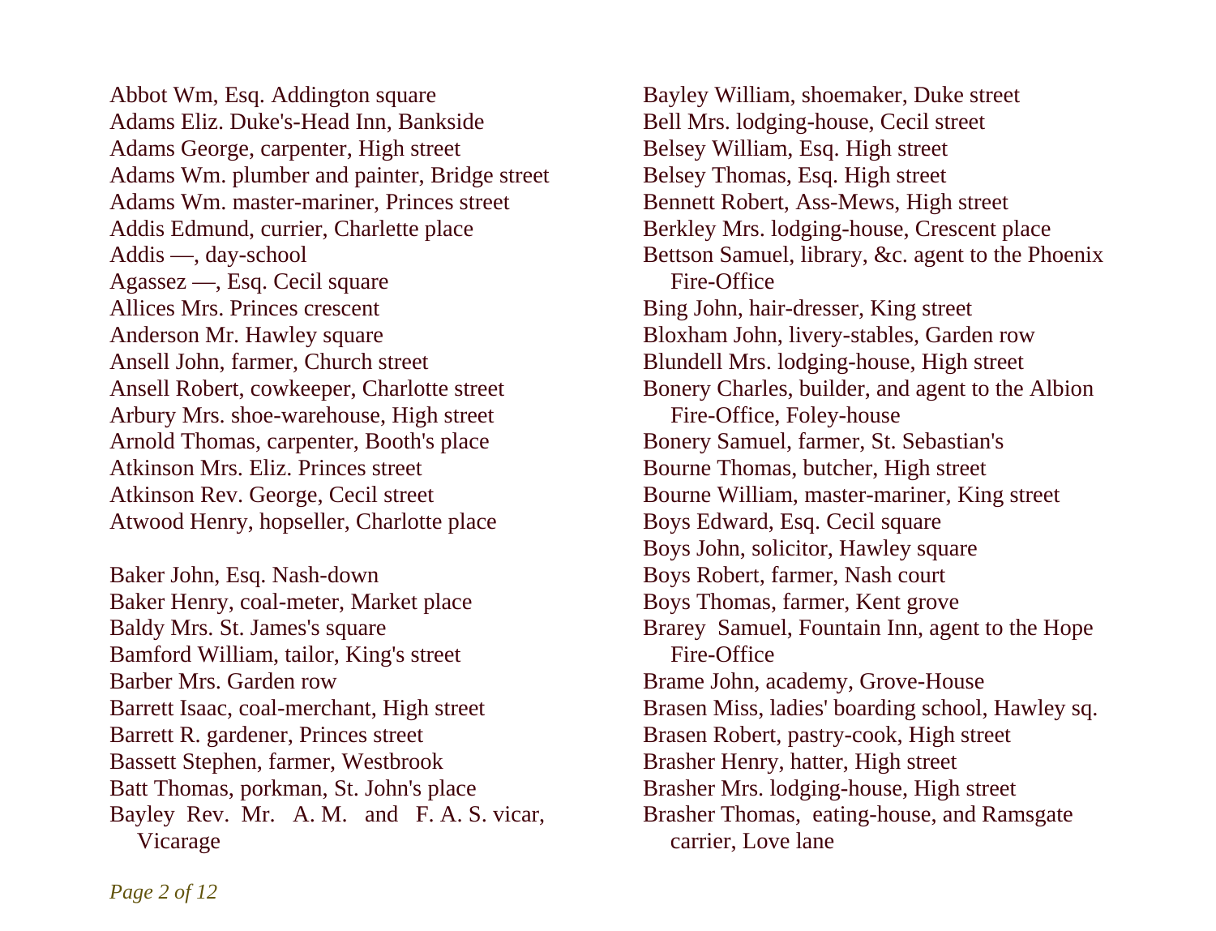Abbot Wm, Esq. Addington square
Adams Eliz. Duke's-Head Inn, Bankside
Adams George, carpenter, High street
Adams Wm. plumber and painter, Bridge street
Adams Wm. master-mariner, Princes street
Addis Edmund, currier, Charlette place
Addis —, day-school
Agassez —, Esq. Cecil square
Allices Mrs. Princes crescent
Anderson Mr. Hawley square
Ansell John, farmer, Church street
Ansell Robert, cowkeeper, Charlotte street
Arbury Mrs. shoe-warehouse, High street
Arnold Thomas, carpenter, Booth's place
Atkinson Mrs. Eliz. Princes street
Atkinson Rev. George, Cecil street
Atwood Henry, hopseller, Charlotte place

Baker John, Esq. Nash-down
Baker Henry, coal-meter, Market place
Baldy Mrs. St. James's square
Bamford William, tailor, King's street
Barber Mrs. Garden row
Barrett Isaac, coal-merchant, High street
Barrett R. gardener, Princes street
Bassett Stephen, farmer, Westbrook
Batt Thomas, porkman, St. John's place
Bayley Rev. Mr. A. M. and F. A. S. vicar, Vicarage
Bayley William, shoemaker, Duke street
Bell Mrs. lodging-house, Cecil street
Belsey William, Esq. High street
Belsey Thomas, Esq. High street
Bennett Robert, Ass-Mews, High street
Berkley Mrs. lodging-house, Crescent place
Bettson Samuel, library, &c. agent to the Phoenix Fire-Office
Bing John, hair-dresser, King street
Bloxham John, livery-stables, Garden row
Blundell Mrs. lodging-house, High street
Bonery Charles, builder, and agent to the Albion Fire-Office, Foley-house
Bonery Samuel, farmer, St. Sebastian's
Bourne Thomas, butcher, High street
Bourne William, master-mariner, King street
Boys Edward, Esq. Cecil square
Boys John, solicitor, Hawley square
Boys Robert, farmer, Nash court
Boys Thomas, farmer, Kent grove
Brarey Samuel, Fountain Inn, agent to the Hope Fire-Office
Brame John, academy, Grove-House
Brasen Miss, ladies' boarding school, Hawley sq.
Brasen Robert, pastry-cook, High street
Brasher Henry, hatter, High street
Brasher Mrs. lodging-house, High street
Brasher Thomas, eating-house, and Ramsgate carrier, Love lane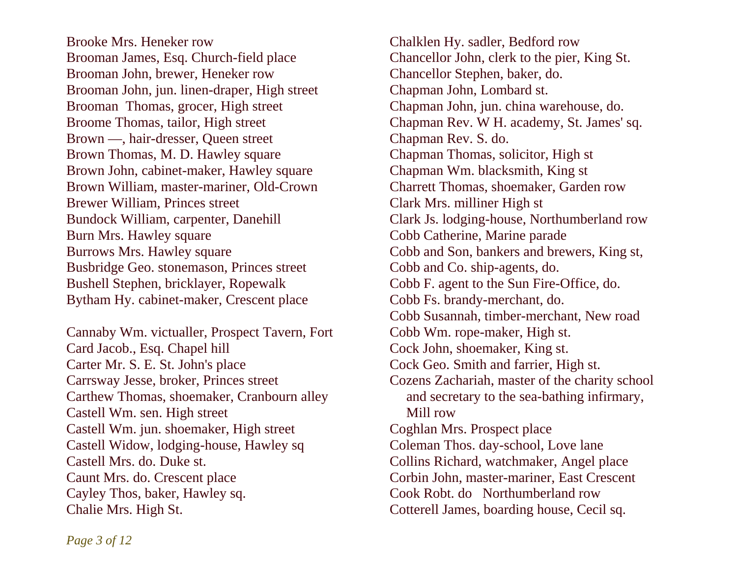Brooke Mrs. Heneker row
Brooman James, Esq. Church-field place
Brooman John, brewer, Heneker row
Brooman John, jun. linen-draper, High street
Brooman  Thomas, grocer, High street
Broome Thomas, tailor, High street
Brown —, hair-dresser, Queen street
Brown Thomas, M. D. Hawley square
Brown John, cabinet-maker, Hawley square
Brown William, master-mariner, Old-Crown
Brewer William, Princes street
Bundock William, carpenter, Danehill
Burn Mrs. Hawley square
Burrows Mrs. Hawley square
Busbridge Geo. stonemason, Princes street
Bushell Stephen, bricklayer, Ropewalk
Bytham Hy. cabinet-maker, Crescent place

Cannaby Wm. victualler, Prospect Tavern, Fort
Card Jacob., Esq. Chapel hill
Carter Mr. S. E. St. John's place
Carrsway Jesse, broker, Princes street
Carthew Thomas, shoemaker, Cranbourn alley
Castell Wm. sen. High street
Castell Wm. jun. shoemaker, High street
Castell Widow, lodging-house, Hawley sq
Castell Mrs. do. Duke st.
Caunt Mrs. do. Crescent place
Cayley Thos, baker, Hawley sq.
Chalie Mrs. High St.
Chalklen Hy. sadler, Bedford row
Chancellor John, clerk to the pier, King St.
Chancellor Stephen, baker, do.
Chapman John, Lombard st.
Chapman John, jun. china warehouse, do.
Chapman Rev. W H. academy, St. James' sq.
Chapman Rev. S. do.
Chapman Thomas, solicitor, High st
Chapman Wm. blacksmith, King st
Charrett Thomas, shoemaker, Garden row
Clark Mrs. milliner High st
Clark Js. lodging-house, Northumberland row
Cobb Catherine, Marine parade
Cobb and Son, bankers and brewers, King st,
Cobb and Co. ship-agents, do.
Cobb F. agent to the Sun Fire-Office, do.
Cobb Fs. brandy-merchant, do.
Cobb Susannah, timber-merchant, New road
Cobb Wm. rope-maker, High st.
Cock John, shoemaker, King st.
Cock Geo. Smith and farrier, High st.
Cozens Zachariah, master of the charity school and secretary to the sea-bathing infirmary, Mill row
Coghlan Mrs. Prospect place
Coleman Thos. day-school, Love lane
Collins Richard, watchmaker, Angel place
Corbin John, master-mariner, East Crescent
Cook Robt. do   Northumberland row
Cotterell James, boarding house, Cecil sq.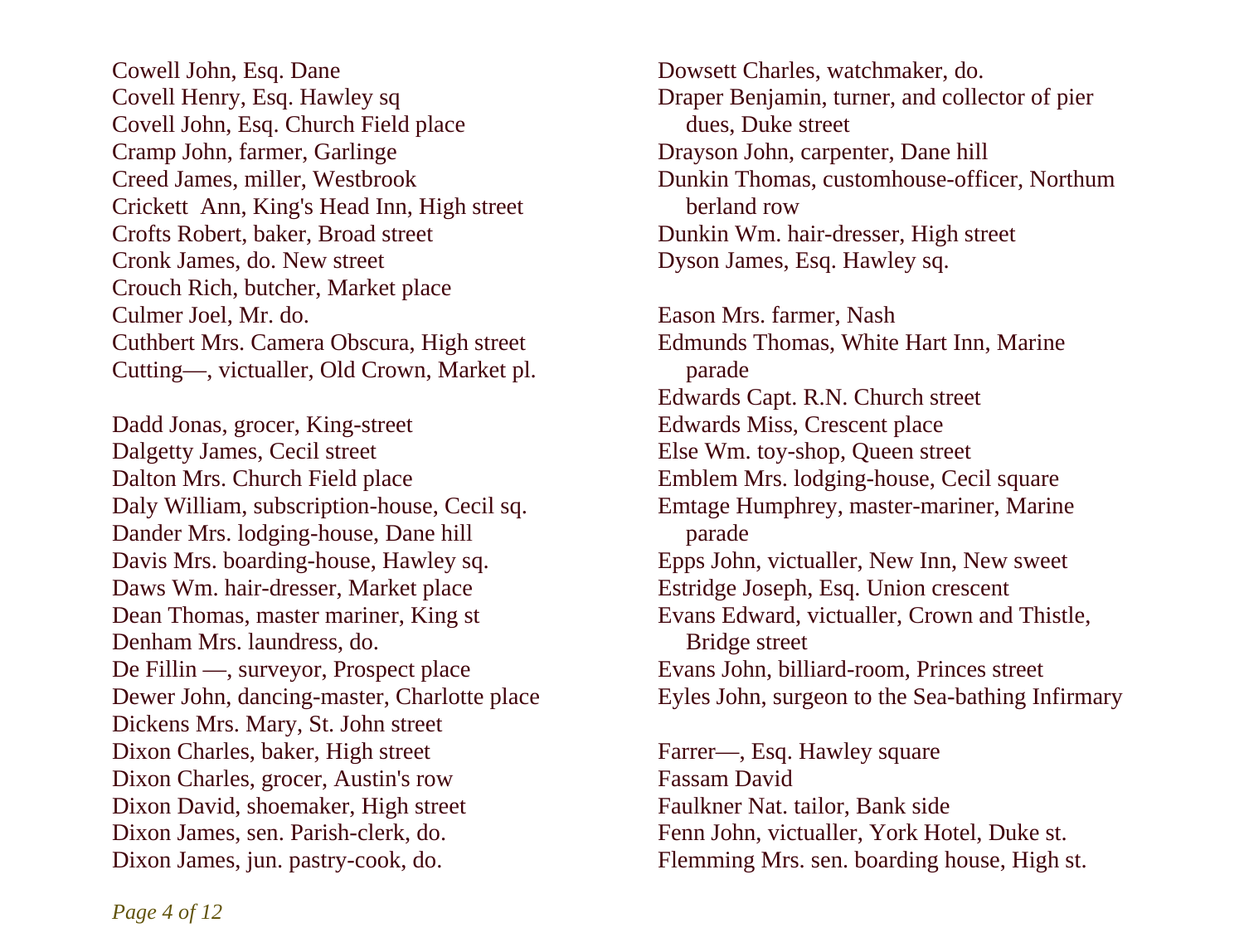Cowell John, Esq. Dane
Covell Henry, Esq. Hawley sq
Covell John, Esq. Church Field place
Cramp John, farmer, Garlinge
Creed James, miller, Westbrook
Crickett  Ann, King's Head Inn, High street
Crofts Robert, baker, Broad street
Cronk James, do. New street
Crouch Rich, butcher, Market place
Culmer Joel, Mr. do.
Cuthbert Mrs. Camera Obscura, High street
Cutting—, victualler, Old Crown, Market pl.

Dadd Jonas, grocer, King-street
Dalgetty James, Cecil street
Dalton Mrs. Church Field place
Daly William, subscription-house, Cecil sq.
Dander Mrs. lodging-house, Dane hill
Davis Mrs. boarding-house, Hawley sq.
Daws Wm. hair-dresser, Market place
Dean Thomas, master mariner, King st
Denham Mrs. laundress, do.
De Fillin —, surveyor, Prospect place
Dewer John, dancing-master, Charlotte place
Dickens Mrs. Mary, St. John street
Dixon Charles, baker, High street
Dixon Charles, grocer, Austin's row
Dixon David, shoemaker, High street
Dixon James, sen. Parish-clerk, do.
Dixon James, jun. pastry-cook, do.

Dowsett Charles, watchmaker, do.
Draper Benjamin, turner, and collector of pier dues, Duke street
Drayson John, carpenter, Dane hill
Dunkin Thomas, customhouse-officer, Northumberland row
Dunkin Wm. hair-dresser, High street
Dyson James, Esq. Hawley sq.

Eason Mrs. farmer, Nash
Edmunds Thomas, White Hart Inn, Marine parade
Edwards Capt. R.N. Church street
Edwards Miss, Crescent place
Else Wm. toy-shop, Queen street
Emblem Mrs. lodging-house, Cecil square
Emtage Humphrey, master-mariner, Marine parade
Epps John, victualler, New Inn, New sweet
Estridge Joseph, Esq. Union crescent
Evans Edward, victualler, Crown and Thistle, Bridge street
Evans John, billiard-room, Princes street
Eyles John, surgeon to the Sea-bathing Infirmary

Farrer—, Esq. Hawley square
Fassam David
Faulkner Nat. tailor, Bank side
Fenn John, victualler, York Hotel, Duke st.
Flemming Mrs. sen. boarding house, High st.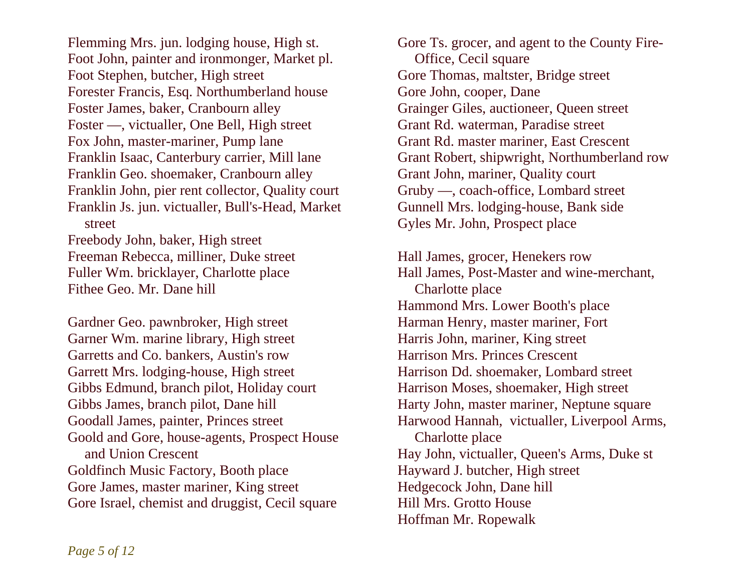Flemming Mrs. jun. lodging house, High st.
Foot John, painter and ironmonger, Market pl.
Foot Stephen, butcher, High street
Forester Francis, Esq. Northumberland house
Foster James, baker, Cranbourn alley
Foster —, victualler, One Bell, High street
Fox John, master-mariner, Pump lane
Franklin Isaac, Canterbury carrier, Mill lane
Franklin Geo. shoemaker, Cranbourn alley
Franklin John, pier rent collector, Quality court
Franklin Js. jun. victualler, Bull's-Head, Market street
Freebody John, baker, High street
Freeman Rebecca, milliner, Duke street
Fuller Wm. bricklayer, Charlotte place
Fithee Geo. Mr. Dane hill

Gardner Geo. pawnbroker, High street
Garner Wm. marine library, High street
Garretts and Co. bankers, Austin's row
Garrett Mrs. lodging-house, High street
Gibbs Edmund, branch pilot, Holiday court
Gibbs James, branch pilot, Dane hill
Goodall James, painter, Princes street
Goold and Gore, house-agents, Prospect House and Union Crescent
Goldfinch Music Factory, Booth place
Gore James, master mariner, King street
Gore Israel, chemist and druggist, Cecil square
Gore Ts. grocer, and agent to the County Fire-Office, Cecil square
Gore Thomas, maltster, Bridge street
Gore John, cooper, Dane
Grainger Giles, auctioneer, Queen street
Grant Rd. waterman, Paradise street
Grant Rd. master mariner, East Crescent
Grant Robert, shipwright, Northumberland row
Grant John, mariner, Quality court
Gruby —, coach-office, Lombard street
Gunnell Mrs. lodging-house, Bank side
Gyles Mr. John, Prospect place

Hall James, grocer, Henekers row
Hall James, Post-Master and wine-merchant, Charlotte place
Hammond Mrs. Lower Booth's place
Harman Henry, master mariner, Fort
Harris John, mariner, King street
Harrison Mrs. Princes Crescent
Harrison Dd. shoemaker, Lombard street
Harrison Moses, shoemaker, High street
Harty John, master mariner, Neptune square
Harwood Hannah, victualler, Liverpool Arms, Charlotte place
Hay John, victualler, Queen's Arms, Duke st
Hayward J. butcher, High street
Hedgecock John, Dane hill
Hill Mrs. Grotto House
Hoffman Mr. Ropewalk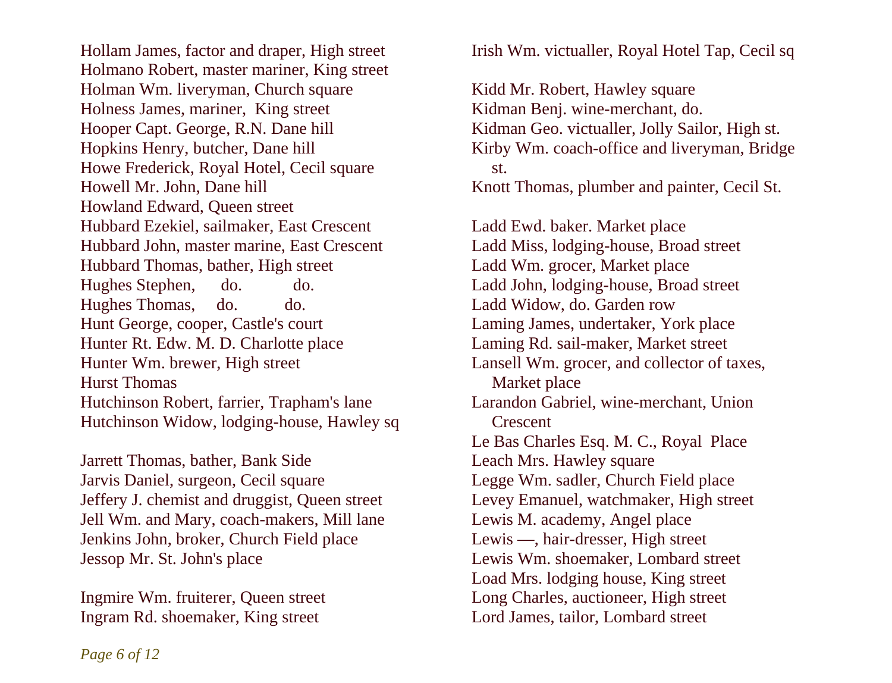Hollam James, factor and draper, High street
Holmano Robert, master mariner, King street
Holman Wm. liveryman, Church square
Holness James, mariner, King street
Hooper Capt. George, R.N. Dane hill
Hopkins Henry, butcher, Dane hill
Howe Frederick, Royal Hotel, Cecil square
Howell Mr. John, Dane hill
Howland Edward, Queen street
Hubbard Ezekiel, sailmaker, East Crescent
Hubbard John, master marine, East Crescent
Hubbard Thomas, bather, High street
Hughes Stephen, do. do.
Hughes Thomas, do. do.
Hunt George, cooper, Castle's court
Hunter Rt. Edw. M. D. Charlotte place
Hunter Wm. brewer, High street
Hurst Thomas
Hutchinson Robert, farrier, Trapham's lane
Hutchinson Widow, lodging-house, Hawley sq

Jarrett Thomas, bather, Bank Side
Jarvis Daniel, surgeon, Cecil square
Jeffery J. chemist and druggist, Queen street
Jell Wm. and Mary, coach-makers, Mill lane
Jenkins John, broker, Church Field place
Jessop Mr. St. John's place

Ingmire Wm. fruiterer, Queen street
Ingram Rd. shoemaker, King street

Irish Wm. victualler, Royal Hotel Tap, Cecil sq

Kidd Mr. Robert, Hawley square
Kidman Benj. wine-merchant, do.
Kidman Geo. victualler, Jolly Sailor, High st.
Kirby Wm. coach-office and liveryman, Bridge st.
Knott Thomas, plumber and painter, Cecil St.

Ladd Ewd. baker. Market place
Ladd Miss, lodging-house, Broad street
Ladd Wm. grocer, Market place
Ladd John, lodging-house, Broad street
Ladd Widow, do. Garden row
Laming James, undertaker, York place
Laming Rd. sail-maker, Market street
Lansell Wm. grocer, and collector of taxes, Market place
Larandon Gabriel, wine-merchant, Union Crescent
Le Bas Charles Esq. M. C., Royal Place
Leach Mrs. Hawley square
Legge Wm. sadler, Church Field place
Levey Emanuel, watchmaker, High street
Lewis M. academy, Angel place
Lewis —, hair-dresser, High street
Lewis Wm. shoemaker, Lombard street
Load Mrs. lodging house, King street
Long Charles, auctioneer, High street
Lord James, tailor, Lombard street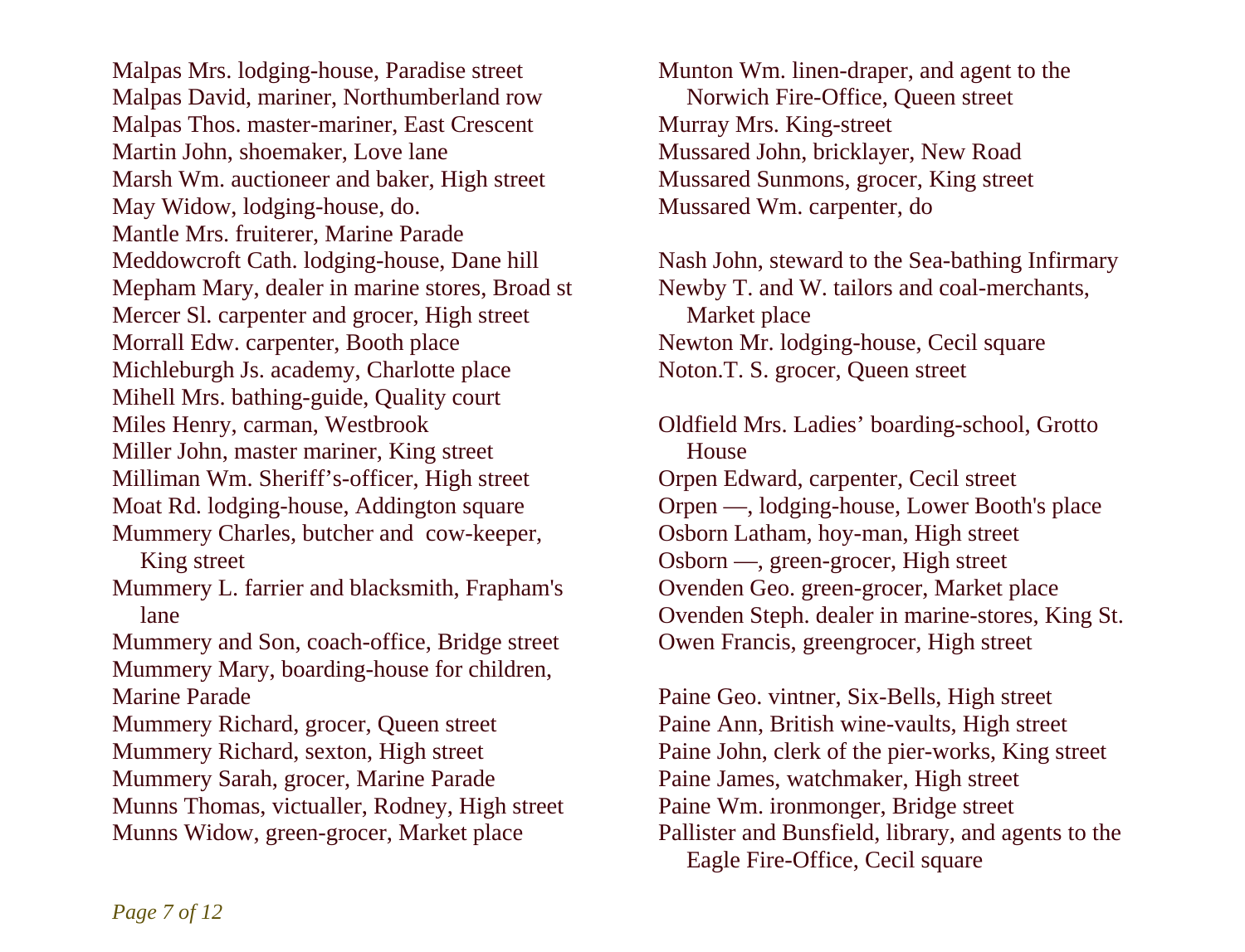Malpas Mrs. lodging-house, Paradise street
Malpas David, mariner, Northumberland row
Malpas Thos. master-mariner, East Crescent
Martin John, shoemaker, Love lane
Marsh Wm. auctioneer and baker, High street
May Widow, lodging-house, do.
Mantle Mrs. fruiterer, Marine Parade
Meddowcroft Cath. lodging-house, Dane hill
Mepham Mary, dealer in marine stores, Broad st
Mercer Sl. carpenter and grocer, High street
Morrall Edw. carpenter, Booth place
Michleburgh Js. academy, Charlotte place
Mihell Mrs. bathing-guide, Quality court
Miles Henry, carman, Westbrook
Miller John, master mariner, King street
Milliman Wm. Sheriff's-officer, High street
Moat Rd. lodging-house, Addington square
Mummery Charles, butcher and cow-keeper, King street
Mummery L. farrier and blacksmith, Frapham's lane
Mummery and Son, coach-office, Bridge street
Mummery Mary, boarding-house for children, Marine Parade
Mummery Richard, grocer, Queen street
Mummery Richard, sexton, High street
Mummery Sarah, grocer, Marine Parade
Munns Thomas, victualler, Rodney, High street
Munns Widow, green-grocer, Market place
Munton Wm. linen-draper, and agent to the Norwich Fire-Office, Queen street
Murray Mrs. King-street
Mussared John, bricklayer, New Road
Mussared Sunmons, grocer, King street
Mussared Wm. carpenter, do

Nash John, steward to the Sea-bathing Infirmary
Newby T. and W. tailors and coal-merchants, Market place
Newton Mr. lodging-house, Cecil square
Noton.T. S. grocer, Queen street

Oldfield Mrs. Ladies' boarding-school, Grotto House
Orpen Edward, carpenter, Cecil street
Orpen —, lodging-house, Lower Booth's place
Osborn Latham, hoy-man, High street
Osborn —, green-grocer, High street
Ovenden Geo. green-grocer, Market place
Ovenden Steph. dealer in marine-stores, King St.
Owen Francis, greengrocer, High street

Paine Geo. vintner, Six-Bells, High street
Paine Ann, British wine-vaults, High street
Paine John, clerk of the pier-works, King street
Paine James, watchmaker, High street
Paine Wm. ironmonger, Bridge street
Pallister and Bunsfield, library, and agents to the Eagle Fire-Office, Cecil square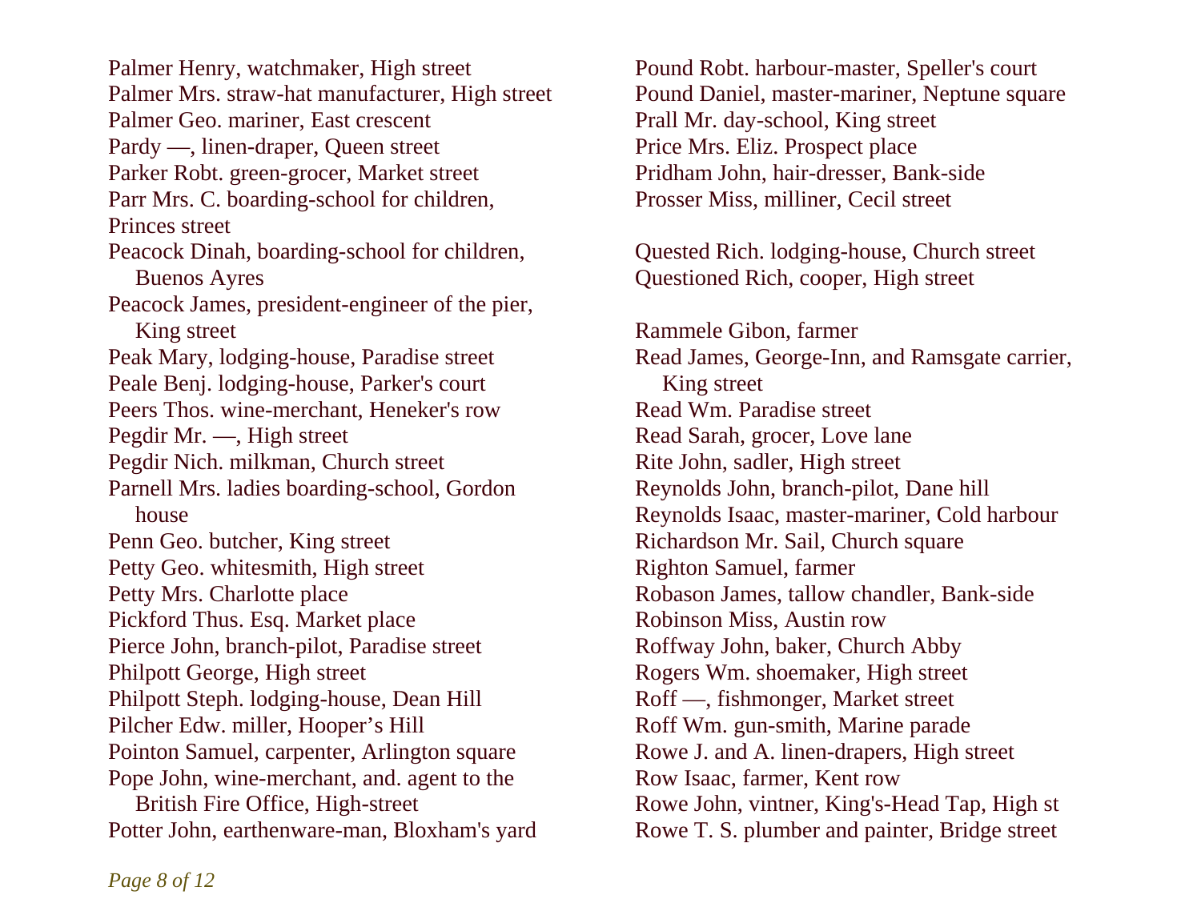Palmer Henry, watchmaker, High street
Palmer Mrs. straw-hat manufacturer, High street
Palmer Geo. mariner, East crescent
Pardy —, linen-draper, Queen street
Parker Robt. green-grocer, Market street
Parr Mrs. C. boarding-school for children, Princes street
Peacock Dinah, boarding-school for children, Buenos Ayres
Peacock James, president-engineer of the pier, King street
Peak Mary, lodging-house, Paradise street
Peale Benj. lodging-house, Parker's court
Peers Thos. wine-merchant, Heneker's row
Pegdir Mr. —, High street
Pegdir Nich. milkman, Church street
Parnell Mrs. ladies boarding-school, Gordon house
Penn Geo. butcher, King street
Petty Geo. whitesmith, High street
Petty Mrs. Charlotte place
Pickford Thus. Esq. Market place
Pierce John, branch-pilot, Paradise street
Philpott George, High street
Philpott Steph. lodging-house, Dean Hill
Pilcher Edw. miller, Hooper's Hill
Pointon Samuel, carpenter, Arlington square
Pope John, wine-merchant, and. agent to the British Fire Office, High-street
Potter John, earthenware-man, Bloxham's yard
Pound Robt. harbour-master, Speller's court
Pound Daniel, master-mariner, Neptune square
Prall Mr. day-school, King street
Price Mrs. Eliz. Prospect place
Pridham John, hair-dresser, Bank-side
Prosser Miss, milliner, Cecil street

Quested Rich. lodging-house, Church street
Questioned Rich, cooper, High street

Rammele Gibon, farmer
Read James, George-Inn, and Ramsgate carrier, King street
Read Wm. Paradise street
Read Sarah, grocer, Love lane
Rite John, sadler, High street
Reynolds John, branch-pilot, Dane hill
Reynolds Isaac, master-mariner, Cold harbour
Richardson Mr. Sail, Church square
Righton Samuel, farmer
Robason James, tallow chandler, Bank-side
Robinson Miss, Austin row
Roffway John, baker, Church Abby
Rogers Wm. shoemaker, High street
Roff —, fishmonger, Market street
Roff Wm. gun-smith, Marine parade
Rowe J. and A. linen-drapers, High street
Row Isaac, farmer, Kent row
Rowe John, vintner, King's-Head Tap, High st
Rowe T. S. plumber and painter, Bridge street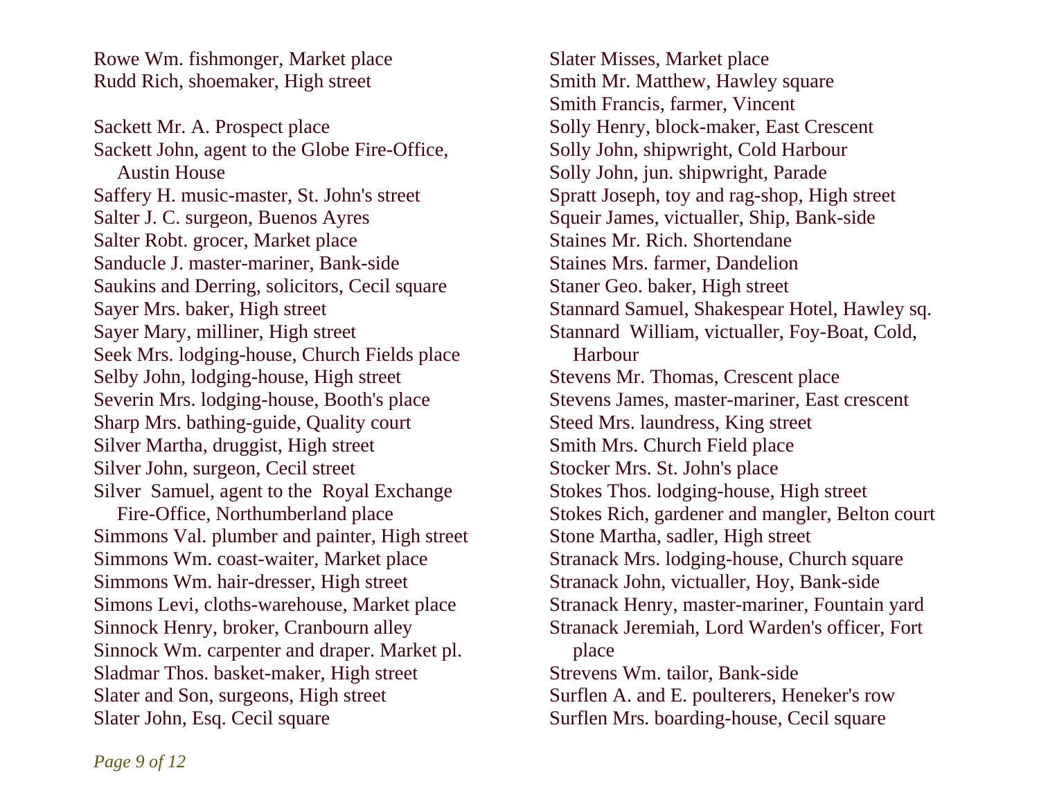Rowe Wm. fishmonger, Market place
Rudd Rich, shoemaker, High street

Sackett Mr. A. Prospect place
Sackett John, agent to the Globe Fire-Office, Austin House
Saffery H. music-master, St. John's street
Salter J. C. surgeon, Buenos Ayres
Salter Robt. grocer, Market place
Sanducle J. master-mariner, Bank-side
Saukins and Derring, solicitors, Cecil square
Sayer Mrs. baker, High street
Sayer Mary, milliner, High street
Seek Mrs. lodging-house, Church Fields place
Selby John, lodging-house, High street
Severin Mrs. lodging-house, Booth's place
Sharp Mrs. bathing-guide, Quality court
Silver Martha, druggist, High street
Silver John, surgeon, Cecil street
Silver Samuel, agent to the Royal Exchange Fire-Office, Northumberland place
Simmons Val. plumber and painter, High street
Simmons Wm. coast-waiter, Market place
Simmons Wm. hair-dresser, High street
Simons Levi, cloths-warehouse, Market place
Sinnock Henry, broker, Cranbourn alley
Sinnock Wm. carpenter and draper. Market pl.
Sladmar Thos. basket-maker, High street
Slater and Son, surgeons, High street
Slater John, Esq. Cecil square
Slater Misses, Market place
Smith Mr. Matthew, Hawley square
Smith Francis, farmer, Vincent
Solly Henry, block-maker, East Crescent
Solly John, shipwright, Cold Harbour
Solly John, jun. shipwright, Parade
Spratt Joseph, toy and rag-shop, High street
Squeir James, victualler, Ship, Bank-side
Staines Mr. Rich. Shortendane
Staines Mrs. farmer, Dandelion
Staner Geo. baker, High street
Stannard Samuel, Shakespear Hotel, Hawley sq.
Stannard William, victualler, Foy-Boat, Cold, Harbour
Stevens Mr. Thomas, Crescent place
Stevens James, master-mariner, East crescent
Steed Mrs. laundress, King street
Smith Mrs. Church Field place
Stocker Mrs. St. John's place
Stokes Thos. lodging-house, High street
Stokes Rich, gardener and mangler, Belton court
Stone Martha, sadler, High street
Stranack Mrs. lodging-house, Church square
Stranack John, victualler, Hoy, Bank-side
Stranack Henry, master-mariner, Fountain yard
Stranack Jeremiah, Lord Warden's officer, Fort place
Strevens Wm. tailor, Bank-side
Surflen A. and E. poulterers, Heneker's row
Surflen Mrs. boarding-house, Cecil square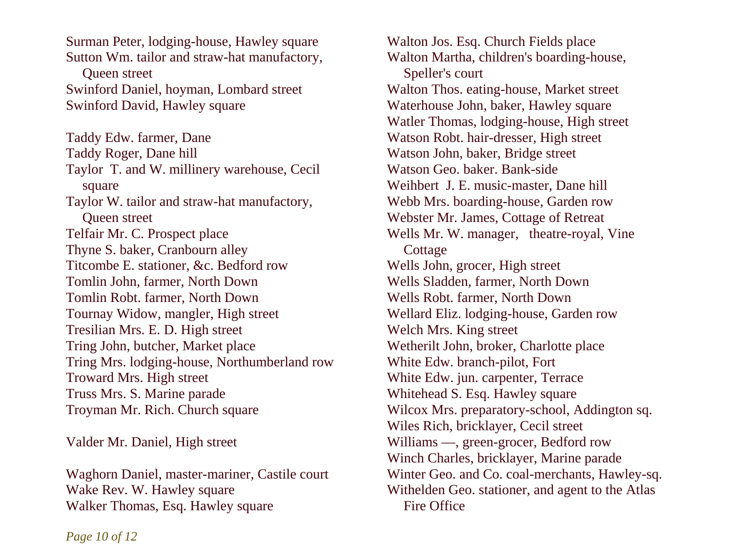Surman Peter, lodging-house, Hawley square
Sutton Wm. tailor and straw-hat manufactory, Queen street
Swinford Daniel, hoyman, Lombard street
Swinford David, Hawley square

Taddy Edw. farmer, Dane
Taddy Roger, Dane hill
Taylor T. and W. millinery warehouse, Cecil square
Taylor W. tailor and straw-hat manufactory, Queen street
Telfair Mr. C. Prospect place
Thyne S. baker, Cranbourn alley
Titcombe E. stationer, &c. Bedford row
Tomlin John, farmer, North Down
Tomlin Robt. farmer, North Down
Tournay Widow, mangler, High street
Tresilian Mrs. E. D. High street
Tring John, butcher, Market place
Tring Mrs. lodging-house, Northumberland row
Troward Mrs. High street
Truss Mrs. S. Marine parade
Troyman Mr. Rich. Church square

Valder Mr. Daniel, High street

Waghorn Daniel, master-mariner, Castile court
Wake Rev. W. Hawley square
Walker Thomas, Esq. Hawley square
Walton Jos. Esq. Church Fields place
Walton Martha, children's boarding-house, Speller's court
Walton Thos. eating-house, Market street
Waterhouse John, baker, Hawley square
Watler Thomas, lodging-house, High street
Watson Robt. hair-dresser, High street
Watson John, baker, Bridge street
Watson Geo. baker. Bank-side
Weihbert J. E. music-master, Dane hill
Webb Mrs. boarding-house, Garden row
Webster Mr. James, Cottage of Retreat
Wells Mr. W. manager, theatre-royal, Vine Cottage
Wells John, grocer, High street
Wells Sladden, farmer, North Down
Wells Robt. farmer, North Down
Wellard Eliz. lodging-house, Garden row
Welch Mrs. King street
Wetherilt John, broker, Charlotte place
White Edw. branch-pilot, Fort
White Edw. jun. carpenter, Terrace
Whitehead S. Esq. Hawley square
Wilcox Mrs. preparatory-school, Addington sq.
Wiles Rich, bricklayer, Cecil street
Williams —, green-grocer, Bedford row
Winch Charles, bricklayer, Marine parade
Winter Geo. and Co. coal-merchants, Hawley-sq.
Withelden Geo. stationer, and agent to the Atlas Fire Office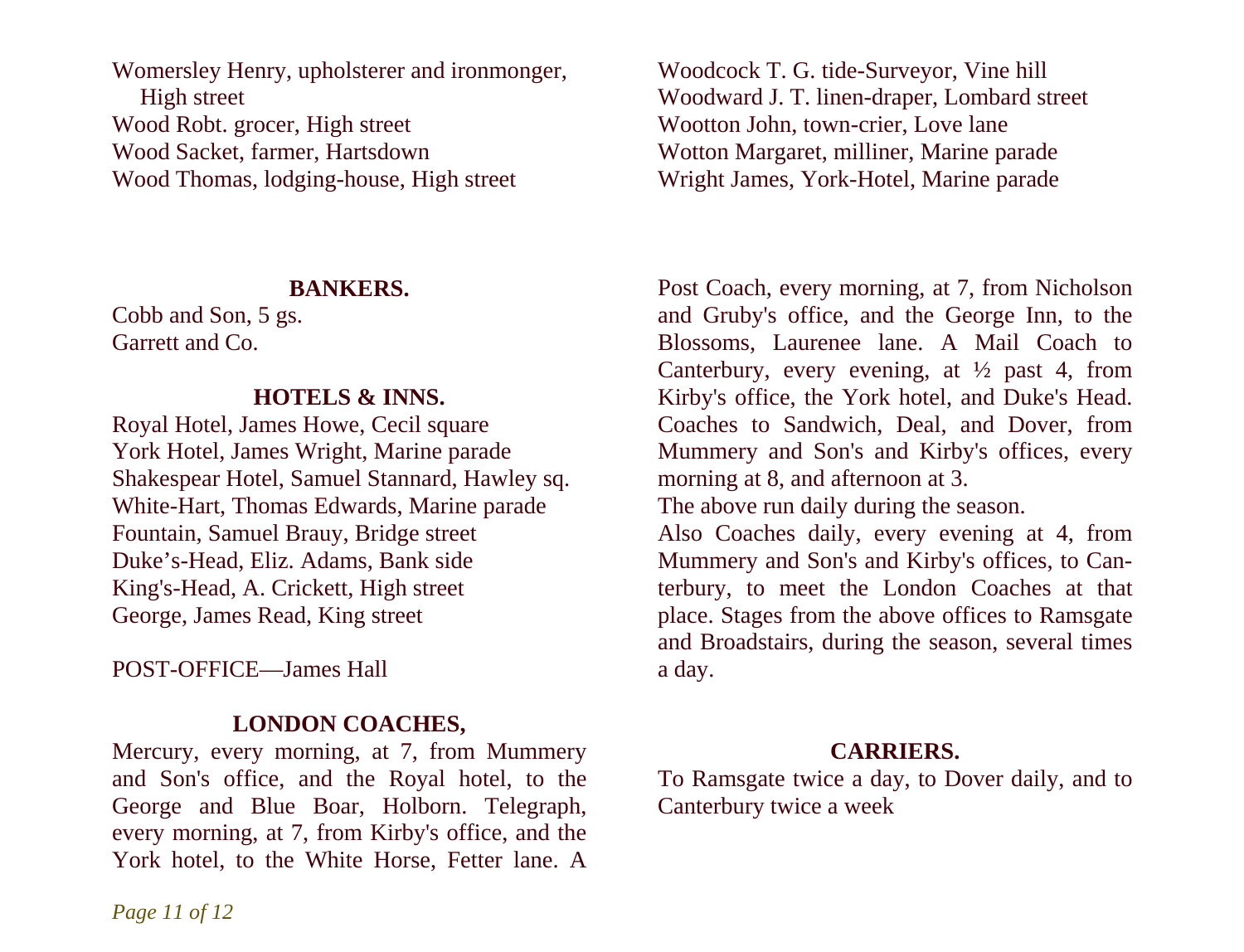Womersley Henry, upholsterer and ironmonger, High street
Wood Robt. grocer, High street
Wood Sacket, farmer, Hartsdown
Wood Thomas, lodging-house, High street
Woodcock T. G. tide-Surveyor, Vine hill
Woodward J. T. linen-draper, Lombard street
Wootton John, town-crier, Love lane
Wotton Margaret, milliner, Marine parade
Wright James, York-Hotel, Marine parade

### BANKERS.

Cobb and Son, 5 gs.
Garrett and Co.

### HOTELS & INNS.

Royal Hotel, James Howe, Cecil square
York Hotel, James Wright, Marine parade
Shakespear Hotel, Samuel Stannard, Hawley sq.
White-Hart, Thomas Edwards, Marine parade
Fountain, Samuel Brauy, Bridge street
Duke's-Head, Eliz. Adams, Bank side
King's-Head, A. Crickett, High street
George, James Read, King street

POST-OFFICE—James Hall

### LONDON COACHES,

Mercury, every morning, at 7, from Mummery and Son's office, and the Royal hotel, to the George and Blue Boar, Holborn. Telegraph, every morning, at 7, from Kirby's office, and the York hotel, to the White Horse, Fetter lane. A Post Coach, every morning, at 7, from Nicholson and Gruby's office, and the George Inn, to the Blossoms, Laurenee lane. A Mail Coach to Canterbury, every evening, at ½ past 4, from Kirby's office, the York hotel, and Duke's Head. Coaches to Sandwich, Deal, and Dover, from Mummery and Son's and Kirby's offices, every morning at 8, and afternoon at 3.

The above run daily during the season.

Also Coaches daily, every evening at 4, from Mummery and Son's and Kirby's offices, to Canterbury, to meet the London Coaches at that place. Stages from the above offices to Ramsgate and Broadstairs, during the season, several times a day.

### CARRIERS.

To Ramsgate twice a day, to Dover daily, and to Canterbury twice a week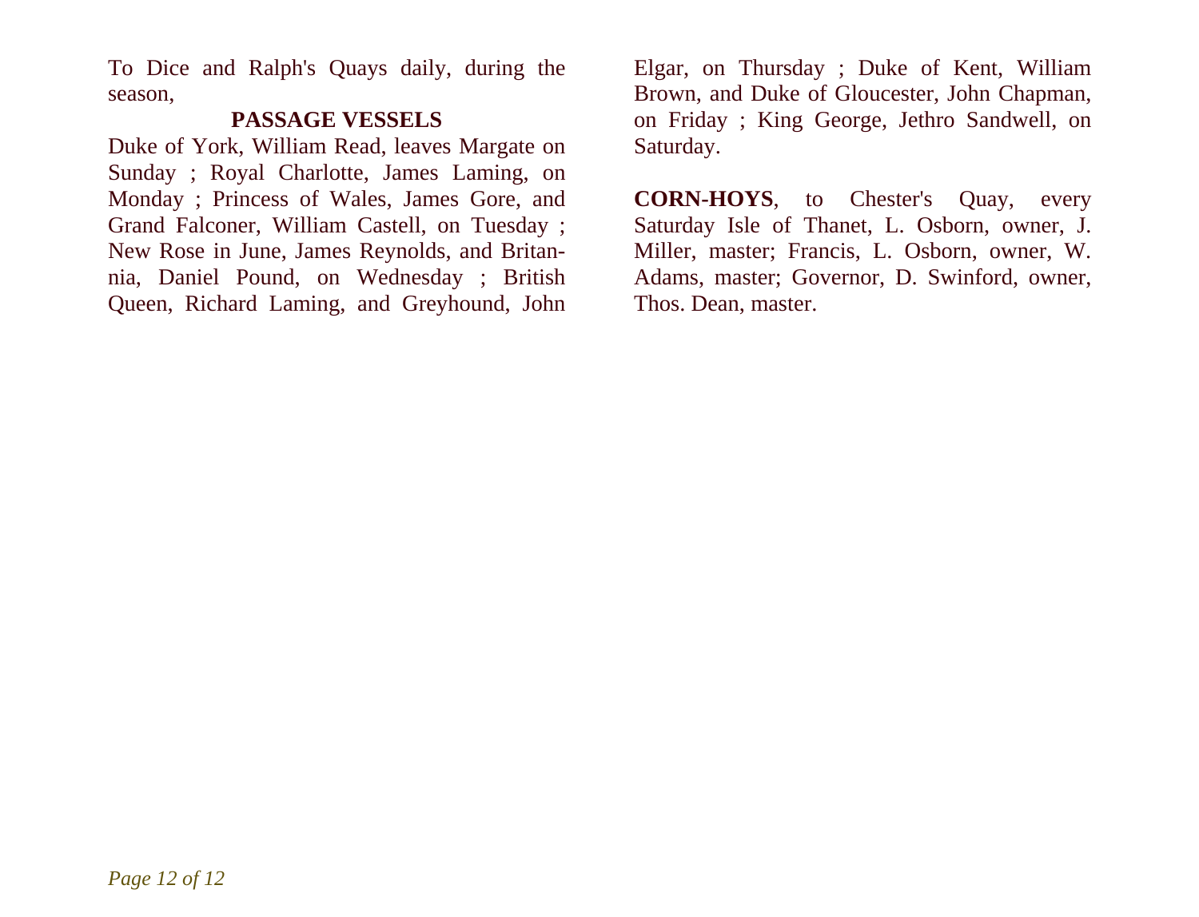To Dice and Ralph's Quays daily, during the season,

**PASSAGE VESSELS**

Duke of York, William Read, leaves Margate on Sunday ; Royal Charlotte, James Laming, on Monday ; Princess of Wales, James Gore, and Grand Falconer, William Castell, on Tuesday ; New Rose in June, James Reynolds, and Britannia, Daniel Pound, on Wednesday ; British Queen, Richard Laming, and Greyhound, John Elgar, on Thursday ; Duke of Kent, William Brown, and Duke of Gloucester, John Chapman, on Friday ; King George, Jethro Sandwell, on Saturday.

**CORN-HOYS**, to Chester's Quay, every Saturday Isle of Thanet, L. Osborn, owner, J. Miller, master; Francis, L. Osborn, owner, W. Adams, master; Governor, D. Swinford, owner, Thos. Dean, master.